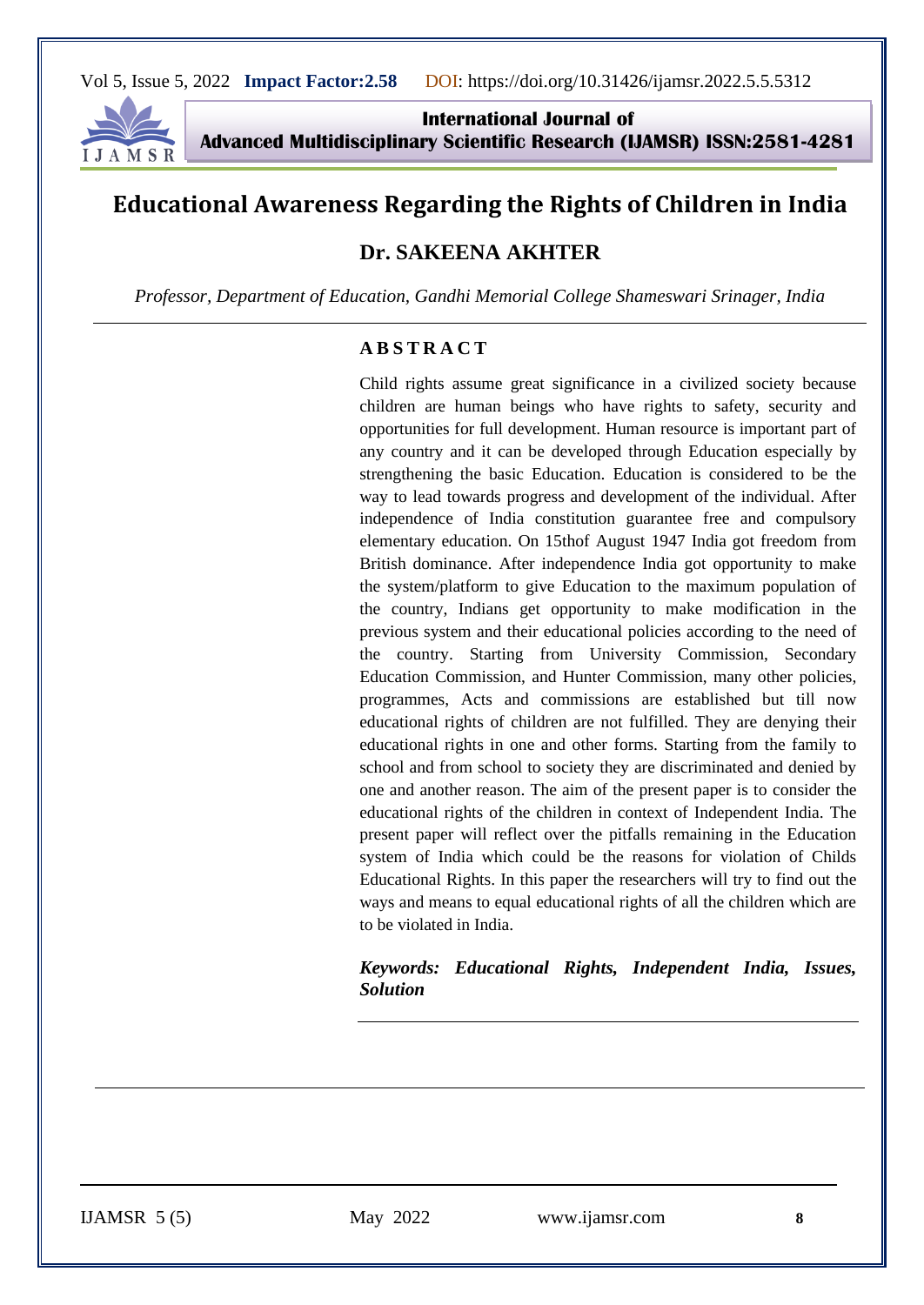# Educational Awareness Regarding the Rights of Children in India

## Dr. SAKEENA AKHTER

*Professor, Department of Education, Gandhi Memorial College Shameswari Srinager, India*

### ABSTRACT

Child rights assume great significance in a civilized society because children are human beings who have rights to safety, security and opportunities for full development. Human resource is important part of any country and it can be developed through Education especially by strengthening the basic Education. Education is considered to be the way to lead towards progress and development of the individual. After independence of India constitution guarantee free and compulsory elementary education. On 15thof August 1947 India got freedom from British dominance. After independence India got opportunity to make the system/platform to give Education to the maximum population of the country, Indians get opportunity to make modification in the previous system and their educational policies according to the need of the country. Starting from University Commission, Secondary Education Commission, and Hunter Commission, many other policies, programmes, Acts and commissions are established but till now educational rights of children are not fulfilled. They are denying their educational rights in one and other forms. Starting from the family to school and from school to society they are discriminated and denied by one and another reason. The aim of the present paper is to consider the educational rights of the children in context of Independent India. The present paper will reflect over the pitfalls remaining in the Education system of India which could be the reasons for violation of Childs Educational Rights. In this paper the researchers will try to find out the ways and means to equal educational rights of all the children which are to be violated in India.

***Keywords: Educational Rights, Independent India, Issues, Solution***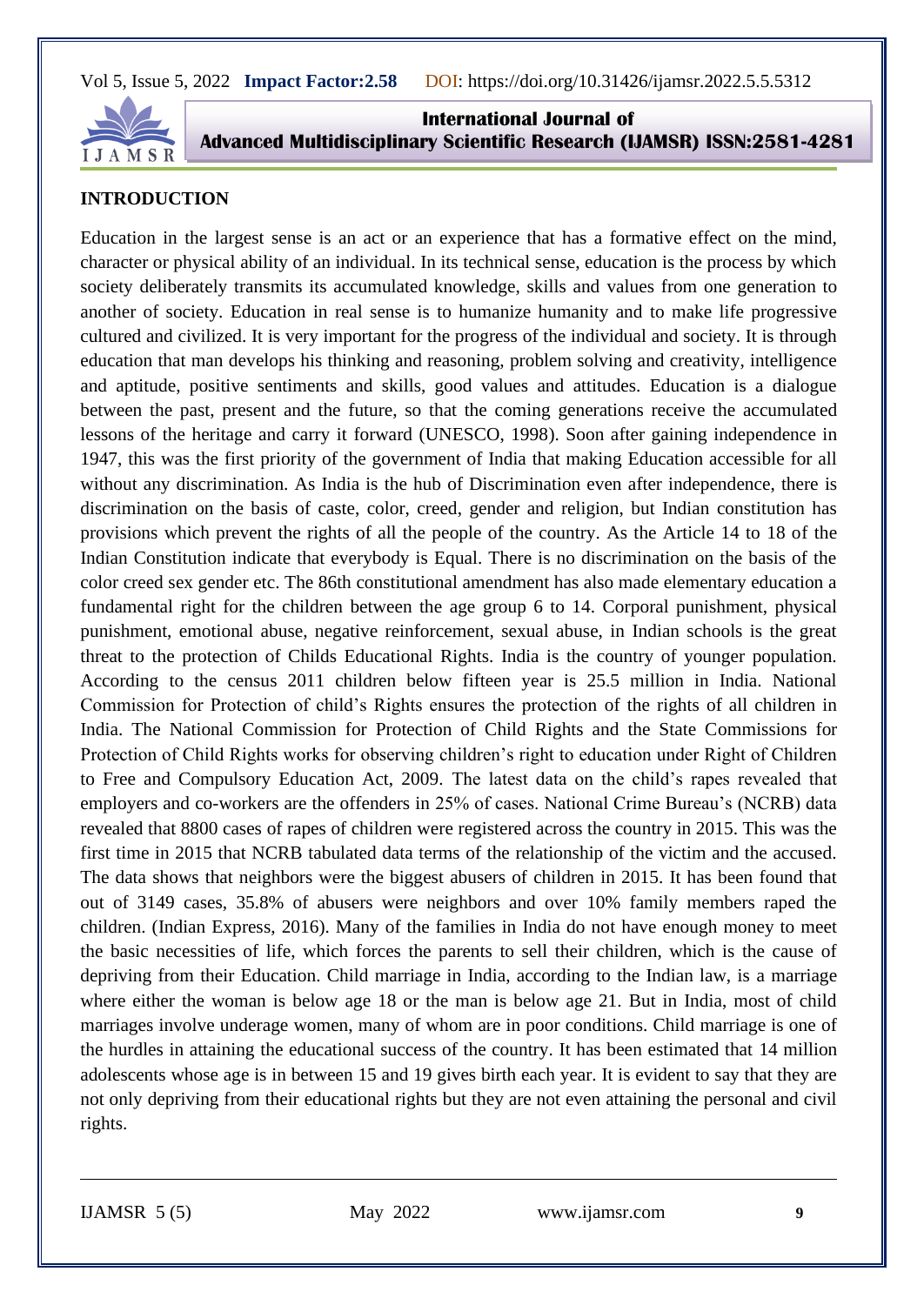## INTRODUCTION

Education in the largest sense is an act or an experience that has a formative effect on the mind, character or physical ability of an individual. In its technical sense, education is the process by which society deliberately transmits its accumulated knowledge, skills and values from one generation to another of society. Education in real sense is to humanize humanity and to make life progressive cultured and civilized. It is very important for the progress of the individual and society. It is through education that man develops his thinking and reasoning, problem solving and creativity, intelligence and aptitude, positive sentiments and skills, good values and attitudes. Education is a dialogue between the past, present and the future, so that the coming generations receive the accumulated lessons of the heritage and carry it forward (UNESCO, 1998). Soon after gaining independence in 1947, this was the first priority of the government of India that making Education accessible for all without any discrimination. As India is the hub of Discrimination even after independence, there is discrimination on the basis of caste, color, creed, gender and religion, but Indian constitution has provisions which prevent the rights of all the people of the country. As the Article 14 to 18 of the Indian Constitution indicate that everybody is Equal. There is no discrimination on the basis of the color creed sex gender etc. The 86th constitutional amendment has also made elementary education a fundamental right for the children between the age group 6 to 14. Corporal punishment, physical punishment, emotional abuse, negative reinforcement, sexual abuse, in Indian schools is the great threat to the protection of Childs Educational Rights. India is the country of younger population. According to the census 2011 children below fifteen year is 25.5 million in India. National Commission for Protection of child's Rights ensures the protection of the rights of all children in India. The National Commission for Protection of Child Rights and the State Commissions for Protection of Child Rights works for observing children's right to education under Right of Children to Free and Compulsory Education Act, 2009. The latest data on the child's rapes revealed that employers and co-workers are the offenders in 25% of cases. National Crime Bureau's (NCRB) data revealed that 8800 cases of rapes of children were registered across the country in 2015. This was the first time in 2015 that NCRB tabulated data terms of the relationship of the victim and the accused. The data shows that neighbors were the biggest abusers of children in 2015. It has been found that out of 3149 cases, 35.8% of abusers were neighbors and over 10% family members raped the children. (Indian Express, 2016). Many of the families in India do not have enough money to meet the basic necessities of life, which forces the parents to sell their children, which is the cause of depriving from their Education. Child marriage in India, according to the Indian law, is a marriage where either the woman is below age 18 or the man is below age 21. But in India, most of child marriages involve underage women, many of whom are in poor conditions. Child marriage is one of the hurdles in attaining the educational success of the country. It has been estimated that 14 million adolescents whose age is in between 15 and 19 gives birth each year. It is evident to say that they are not only depriving from their educational rights but they are not even attaining the personal and civil rights.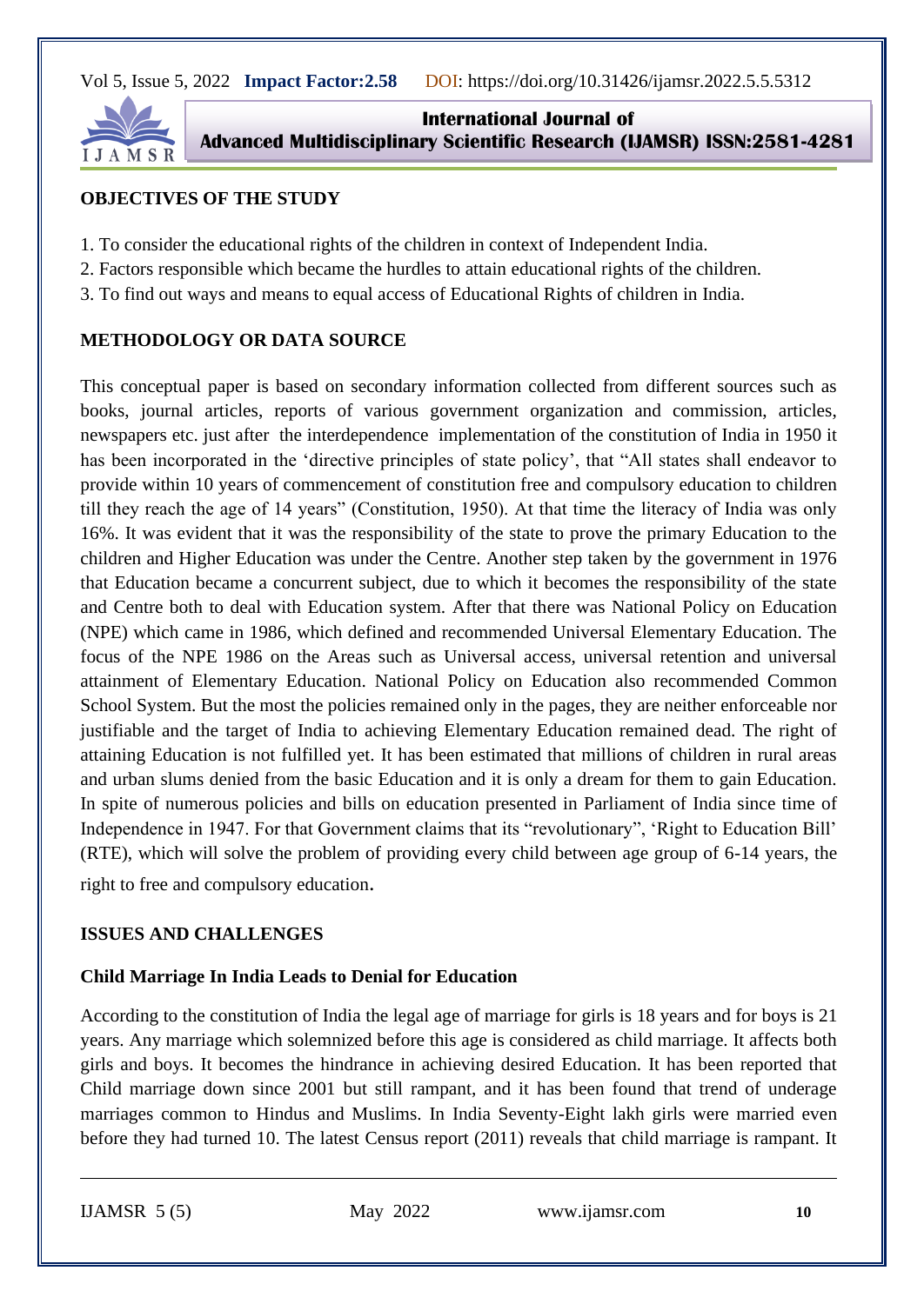**OBJECTIVES OF THE STUDY**

1. To consider the educational rights of the children in context of Independent India.
2. Factors responsible which became the hurdles to attain educational rights of the children.
3. To find out ways and means to equal access of Educational Rights of children in India.

**METHODOLOGY OR DATA SOURCE**

This conceptual paper is based on secondary information collected from different sources such as books, journal articles, reports of various government organization and commission, articles, newspapers etc. just after the interdependence implementation of the constitution of India in 1950 it has been incorporated in the 'directive principles of state policy', that "All states shall endeavor to provide within 10 years of commencement of constitution free and compulsory education to children till they reach the age of 14 years" (Constitution, 1950). At that time the literacy of India was only 16%. It was evident that it was the responsibility of the state to prove the primary Education to the children and Higher Education was under the Centre. Another step taken by the government in 1976 that Education became a concurrent subject, due to which it becomes the responsibility of the state and Centre both to deal with Education system. After that there was National Policy on Education (NPE) which came in 1986, which defined and recommended Universal Elementary Education. The focus of the NPE 1986 on the Areas such as Universal access, universal retention and universal attainment of Elementary Education. National Policy on Education also recommended Common School System. But the most the policies remained only in the pages, they are neither enforceable nor justifiable and the target of India to achieving Elementary Education remained dead. The right of attaining Education is not fulfilled yet. It has been estimated that millions of children in rural areas and urban slums denied from the basic Education and it is only a dream for them to gain Education. In spite of numerous policies and bills on education presented in Parliament of India since time of Independence in 1947. For that Government claims that its "revolutionary", 'Right to Education Bill' (RTE), which will solve the problem of providing every child between age group of 6-14 years, the right to free and compulsory education.

**ISSUES AND CHALLENGES**

**Child Marriage In India Leads to Denial for Education**

According to the constitution of India the legal age of marriage for girls is 18 years and for boys is 21 years. Any marriage which solemnized before this age is considered as child marriage. It affects both girls and boys. It becomes the hindrance in achieving desired Education. It has been reported that Child marriage down since 2001 but still rampant, and it has been found that trend of underage marriages common to Hindus and Muslims. In India Seventy-Eight lakh girls were married even before they had turned 10. The latest Census report (2011) reveals that child marriage is rampant. It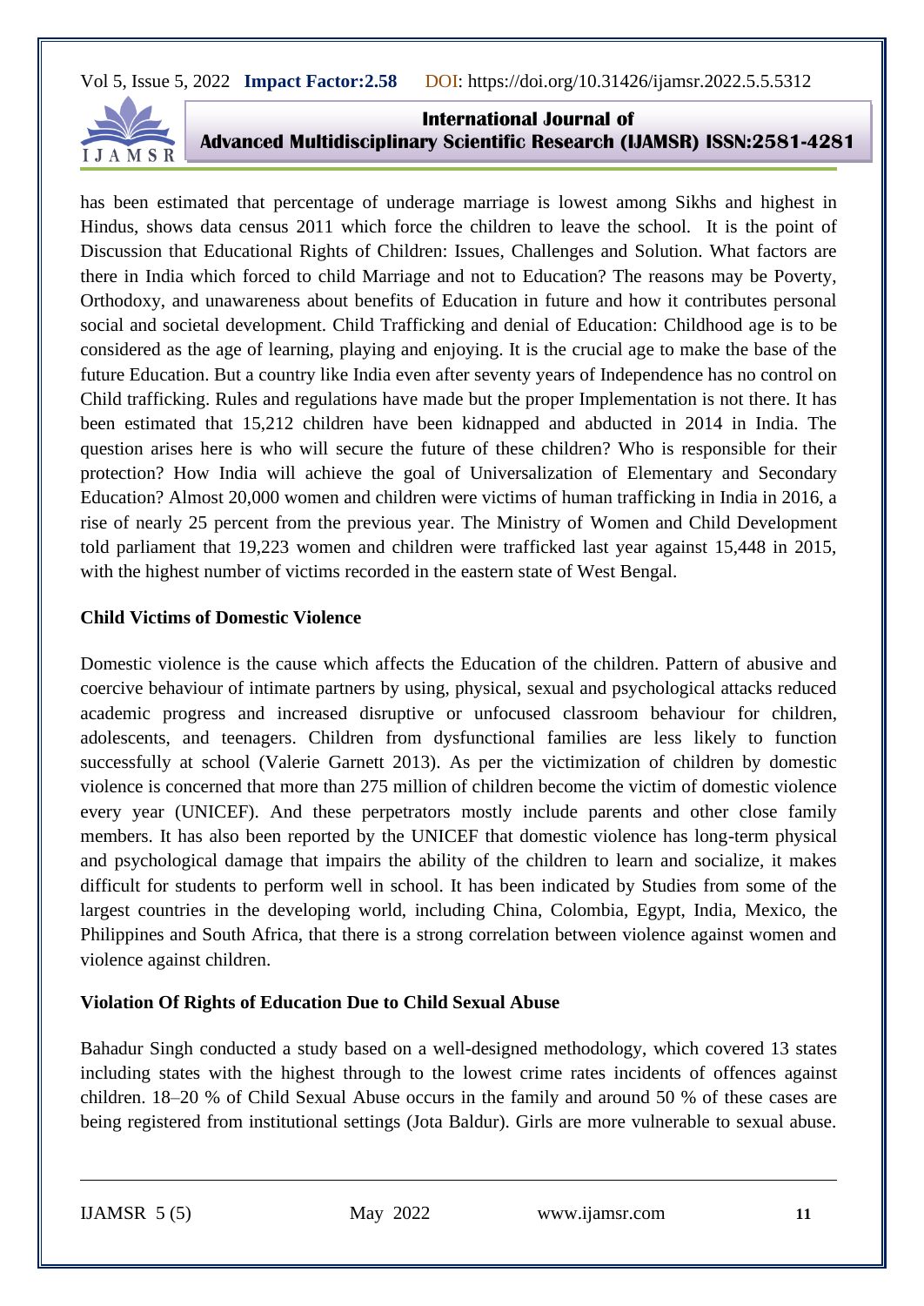has been estimated that percentage of underage marriage is lowest among Sikhs and highest in Hindus, shows data census 2011 which force the children to leave the school. It is the point of Discussion that Educational Rights of Children: Issues, Challenges and Solution. What factors are there in India which forced to child Marriage and not to Education? The reasons may be Poverty, Orthodoxy, and unawareness about benefits of Education in future and how it contributes personal social and societal development. Child Trafficking and denial of Education: Childhood age is to be considered as the age of learning, playing and enjoying. It is the crucial age to make the base of the future Education. But a country like India even after seventy years of Independence has no control on Child trafficking. Rules and regulations have made but the proper Implementation is not there. It has been estimated that 15,212 children have been kidnapped and abducted in 2014 in India. The question arises here is who will secure the future of these children? Who is responsible for their protection? How India will achieve the goal of Universalization of Elementary and Secondary Education? Almost 20,000 women and children were victims of human trafficking in India in 2016, a rise of nearly 25 percent from the previous year. The Ministry of Women and Child Development told parliament that 19,223 women and children were trafficked last year against 15,448 in 2015, with the highest number of victims recorded in the eastern state of West Bengal.

**Child Victims of Domestic Violence**

Domestic violence is the cause which affects the Education of the children. Pattern of abusive and coercive behaviour of intimate partners by using, physical, sexual and psychological attacks reduced academic progress and increased disruptive or unfocused classroom behaviour for children, adolescents, and teenagers. Children from dysfunctional families are less likely to function successfully at school (Valerie Garnett 2013). As per the victimization of children by domestic violence is concerned that more than 275 million of children become the victim of domestic violence every year (UNICEF). And these perpetrators mostly include parents and other close family members. It has also been reported by the UNICEF that domestic violence has long-term physical and psychological damage that impairs the ability of the children to learn and socialize, it makes difficult for students to perform well in school. It has been indicated by Studies from some of the largest countries in the developing world, including China, Colombia, Egypt, India, Mexico, the Philippines and South Africa, that there is a strong correlation between violence against women and violence against children.

**Violation Of Rights of Education Due to Child Sexual Abuse**

Bahadur Singh conducted a study based on a well-designed methodology, which covered 13 states including states with the highest through to the lowest crime rates incidents of offences against children. 18–20 % of Child Sexual Abuse occurs in the family and around 50 % of these cases are being registered from institutional settings (Jota Baldur). Girls are more vulnerable to sexual abuse.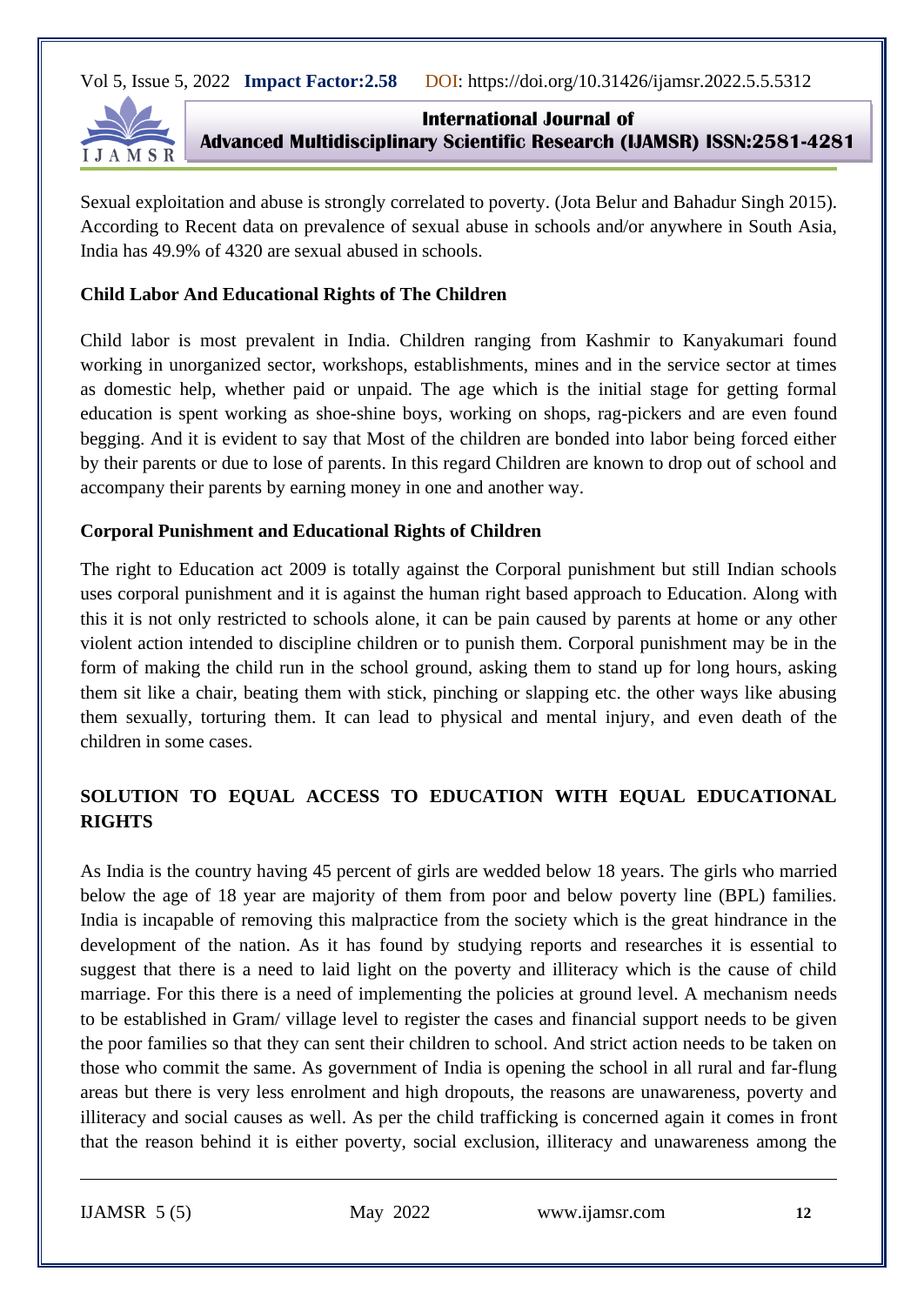Sexual exploitation and abuse is strongly correlated to poverty. (Jota Belur and Bahadur Singh 2015). According to Recent data on prevalence of sexual abuse in schools and/or anywhere in South Asia, India has 49.9% of 4320 are sexual abused in schools.

### Child Labor And Educational Rights of The Children

Child labor is most prevalent in India. Children ranging from Kashmir to Kanyakumari found working in unorganized sector, workshops, establishments, mines and in the service sector at times as domestic help, whether paid or unpaid. The age which is the initial stage for getting formal education is spent working as shoe-shine boys, working on shops, rag-pickers and are even found begging. And it is evident to say that Most of the children are bonded into labor being forced either by their parents or due to lose of parents. In this regard Children are known to drop out of school and accompany their parents by earning money in one and another way.

### Corporal Punishment and Educational Rights of Children

The right to Education act 2009 is totally against the Corporal punishment but still Indian schools uses corporal punishment and it is against the human right based approach to Education. Along with this it is not only restricted to schools alone, it can be pain caused by parents at home or any other violent action intended to discipline children or to punish them. Corporal punishment may be in the form of making the child run in the school ground, asking them to stand up for long hours, asking them sit like a chair, beating them with stick, pinching or slapping etc. the other ways like abusing them sexually, torturing them. It can lead to physical and mental injury, and even death of the children in some cases.

## SOLUTION TO EQUAL ACCESS TO EDUCATION WITH EQUAL EDUCATIONAL RIGHTS

As India is the country having 45 percent of girls are wedded below 18 years. The girls who married below the age of 18 year are majority of them from poor and below poverty line (BPL) families. India is incapable of removing this malpractice from the society which is the great hindrance in the development of the nation. As it has found by studying reports and researches it is essential to suggest that there is a need to laid light on the poverty and illiteracy which is the cause of child marriage. For this there is a need of implementing the policies at ground level. A mechanism needs to be established in Gram/ village level to register the cases and financial support needs to be given the poor families so that they can sent their children to school. And strict action needs to be taken on those who commit the same. As government of India is opening the school in all rural and far-flung areas but there is very less enrolment and high dropouts, the reasons are unawareness, poverty and illiteracy and social causes as well. As per the child trafficking is concerned again it comes in front that the reason behind it is either poverty, social exclusion, illiteracy and unawareness among the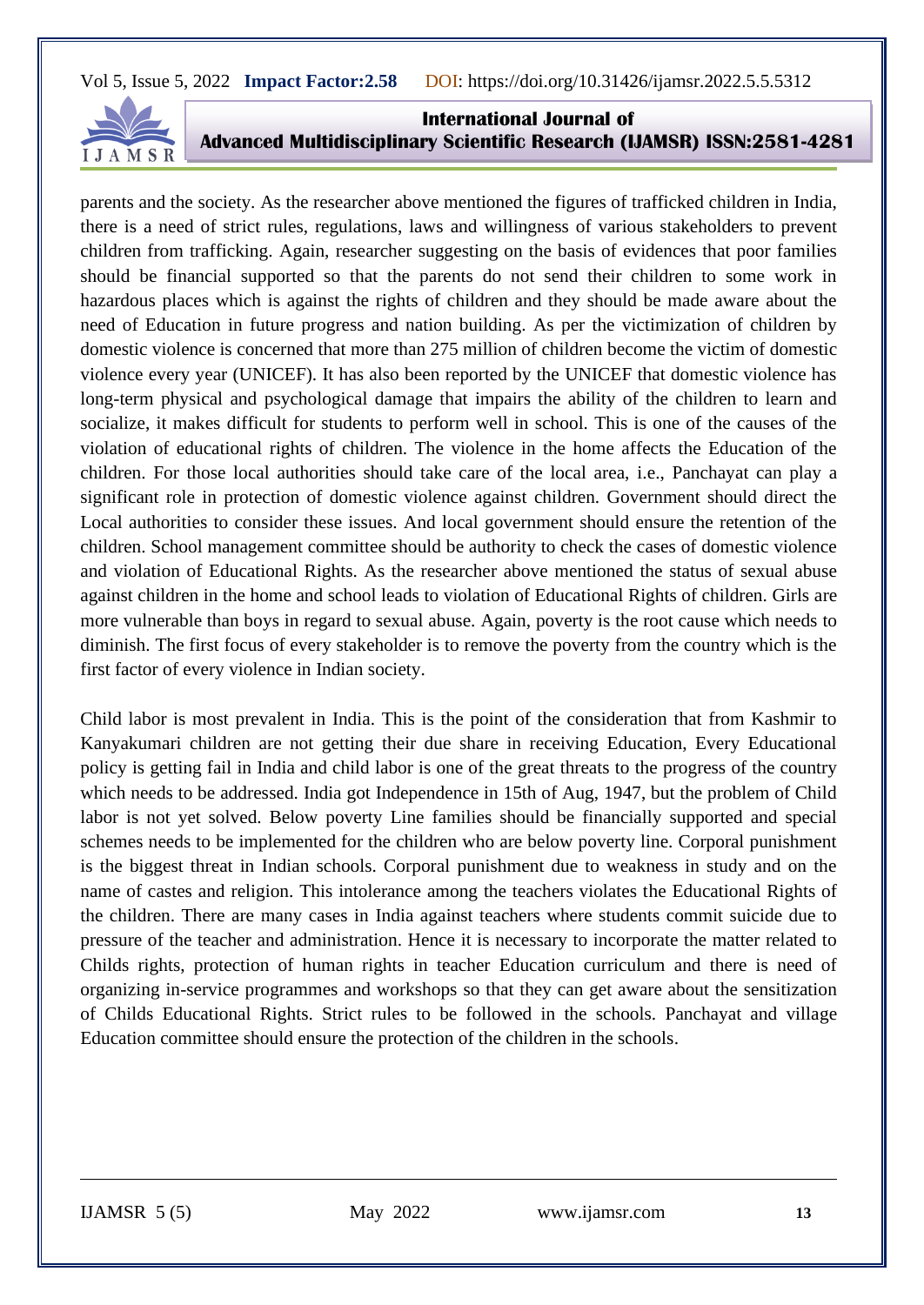parents and the society. As the researcher above mentioned the figures of trafficked children in India, there is a need of strict rules, regulations, laws and willingness of various stakeholders to prevent children from trafficking. Again, researcher suggesting on the basis of evidences that poor families should be financial supported so that the parents do not send their children to some work in hazardous places which is against the rights of children and they should be made aware about the need of Education in future progress and nation building. As per the victimization of children by domestic violence is concerned that more than 275 million of children become the victim of domestic violence every year (UNICEF). It has also been reported by the UNICEF that domestic violence has long-term physical and psychological damage that impairs the ability of the children to learn and socialize, it makes difficult for students to perform well in school. This is one of the causes of the violation of educational rights of children. The violence in the home affects the Education of the children. For those local authorities should take care of the local area, i.e., Panchayat can play a significant role in protection of domestic violence against children. Government should direct the Local authorities to consider these issues. And local government should ensure the retention of the children. School management committee should be authority to check the cases of domestic violence and violation of Educational Rights. As the researcher above mentioned the status of sexual abuse against children in the home and school leads to violation of Educational Rights of children. Girls are more vulnerable than boys in regard to sexual abuse. Again, poverty is the root cause which needs to diminish. The first focus of every stakeholder is to remove the poverty from the country which is the first factor of every violence in Indian society.

Child labor is most prevalent in India. This is the point of the consideration that from Kashmir to Kanyakumari children are not getting their due share in receiving Education, Every Educational policy is getting fail in India and child labor is one of the great threats to the progress of the country which needs to be addressed. India got Independence in 15th of Aug, 1947, but the problem of Child labor is not yet solved. Below poverty Line families should be financially supported and special schemes needs to be implemented for the children who are below poverty line. Corporal punishment is the biggest threat in Indian schools. Corporal punishment due to weakness in study and on the name of castes and religion. This intolerance among the teachers violates the Educational Rights of the children. There are many cases in India against teachers where students commit suicide due to pressure of the teacher and administration. Hence it is necessary to incorporate the matter related to Childs rights, protection of human rights in teacher Education curriculum and there is need of organizing in-service programmes and workshops so that they can get aware about the sensitization of Childs Educational Rights. Strict rules to be followed in the schools. Panchayat and village Education committee should ensure the protection of the children in the schools.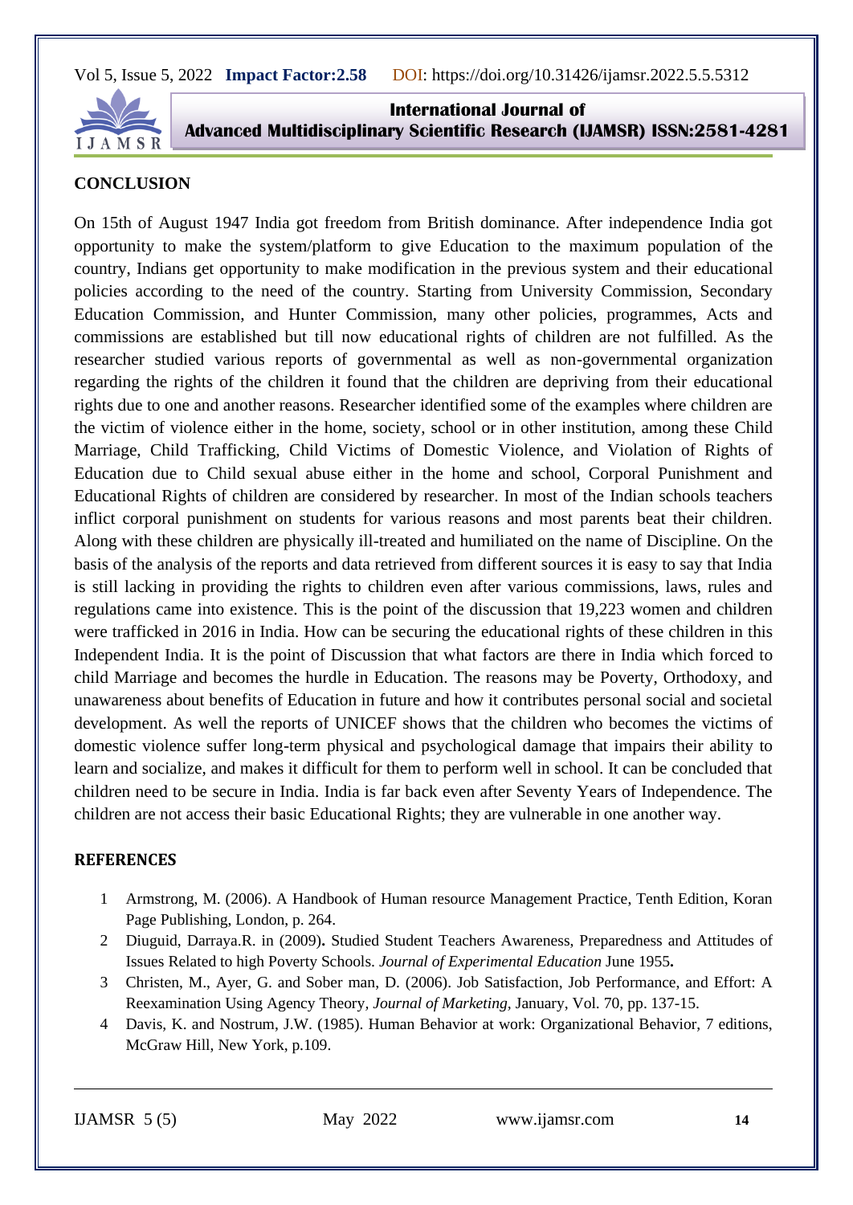## CONCLUSION

On 15th of August 1947 India got freedom from British dominance. After independence India got opportunity to make the system/platform to give Education to the maximum population of the country, Indians get opportunity to make modification in the previous system and their educational policies according to the need of the country. Starting from University Commission, Secondary Education Commission, and Hunter Commission, many other policies, programmes, Acts and commissions are established but till now educational rights of children are not fulfilled. As the researcher studied various reports of governmental as well as non-governmental organization regarding the rights of the children it found that the children are depriving from their educational rights due to one and another reasons. Researcher identified some of the examples where children are the victim of violence either in the home, society, school or in other institution, among these Child Marriage, Child Trafficking, Child Victims of Domestic Violence, and Violation of Rights of Education due to Child sexual abuse either in the home and school, Corporal Punishment and Educational Rights of children are considered by researcher. In most of the Indian schools teachers inflict corporal punishment on students for various reasons and most parents beat their children. Along with these children are physically ill-treated and humiliated on the name of Discipline. On the basis of the analysis of the reports and data retrieved from different sources it is easy to say that India is still lacking in providing the rights to children even after various commissions, laws, rules and regulations came into existence. This is the point of the discussion that 19,223 women and children were trafficked in 2016 in India. How can be securing the educational rights of these children in this Independent India. It is the point of Discussion that what factors are there in India which forced to child Marriage and becomes the hurdle in Education. The reasons may be Poverty, Orthodoxy, and unawareness about benefits of Education in future and how it contributes personal social and societal development. As well the reports of UNICEF shows that the children who becomes the victims of domestic violence suffer long-term physical and psychological damage that impairs their ability to learn and socialize, and makes it difficult for them to perform well in school. It can be concluded that children need to be secure in India. India is far back even after Seventy Years of Independence. The children are not access their basic Educational Rights; they are vulnerable in one another way.

## REFERENCES

1. Armstrong, M. (2006). A Handbook of Human resource Management Practice, Tenth Edition, Koran Page Publishing, London, p. 264.
2. Diuguid, Darraya.R. in (2009)**.** Studied Student Teachers Awareness, Preparedness and Attitudes of Issues Related to high Poverty Schools. *Journal of Experimental Education* June 1955**.**
3. Christen, M., Ayer, G. and Sober man, D. (2006). Job Satisfaction, Job Performance, and Effort: A Reexamination Using Agency Theory, *Journal of Marketing*, January, Vol. 70, pp. 137-15.
4. Davis, K. and Nostrum, J.W. (1985). Human Behavior at work: Organizational Behavior, 7 editions, McGraw Hill, New York, p.109.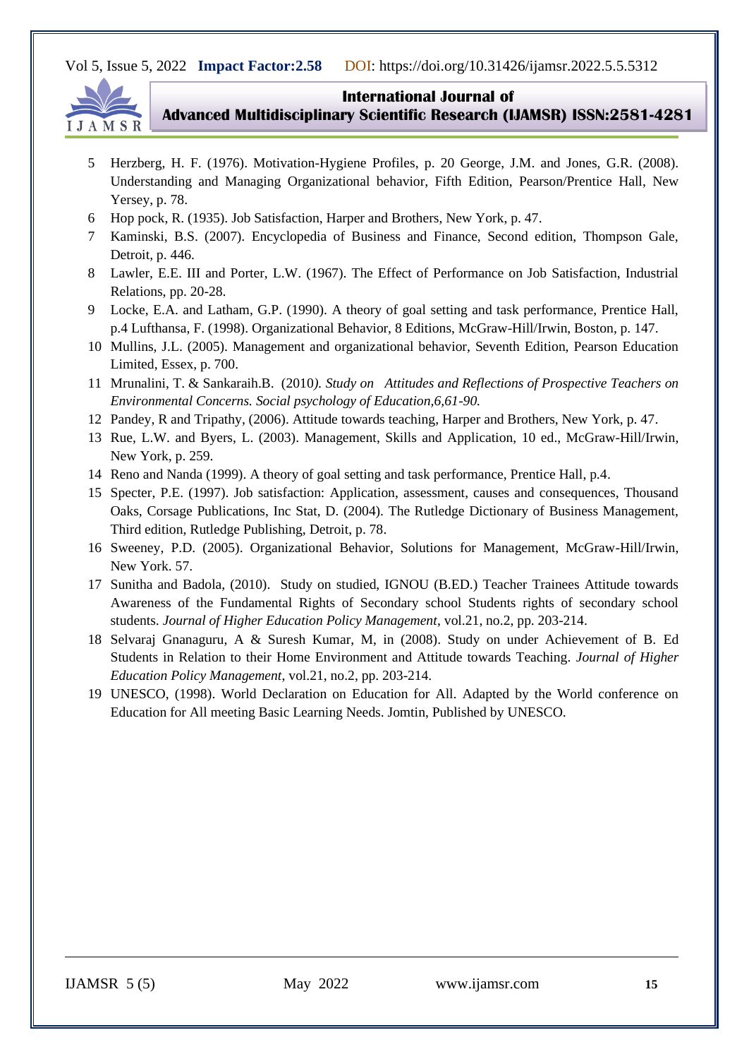5. Herzberg, H. F. (1976). Motivation-Hygiene Profiles, p. 20 George, J.M. and Jones, G.R. (2008). Understanding and Managing Organizational behavior, Fifth Edition, Pearson/Prentice Hall, New Yersey, p. 78.
6. Hop pock, R. (1935). Job Satisfaction, Harper and Brothers, New York, p. 47.
7. Kaminski, B.S. (2007). Encyclopedia of Business and Finance, Second edition, Thompson Gale, Detroit, p. 446.
8. Lawler, E.E. III and Porter, L.W. (1967). The Effect of Performance on Job Satisfaction, Industrial Relations, pp. 20-28.
9. Locke, E.A. and Latham, G.P. (1990). A theory of goal setting and task performance, Prentice Hall, p.4 Lufthansa, F. (1998). Organizational Behavior, 8 Editions, McGraw-Hill/Irwin, Boston, p. 147.
10. Mullins, J.L. (2005). Management and organizational behavior, Seventh Edition, Pearson Education Limited, Essex, p. 700.
11. Mrunalini, T. & Sankaraih.B. (2010*). Study on Attitudes and Reflections of Prospective Teachers on Environmental Concerns. Social psychology of Education,6,61-90.*
12. Pandey, R and Tripathy, (2006). Attitude towards teaching, Harper and Brothers, New York, p. 47.
13. Rue, L.W. and Byers, L. (2003). Management, Skills and Application, 10 ed., McGraw-Hill/Irwin, New York, p. 259.
14. Reno and Nanda (1999). A theory of goal setting and task performance, Prentice Hall, p.4.
15. Specter, P.E. (1997). Job satisfaction: Application, assessment, causes and consequences, Thousand Oaks, Corsage Publications, Inc Stat, D. (2004). The Rutledge Dictionary of Business Management, Third edition, Rutledge Publishing, Detroit, p. 78.
16. Sweeney, P.D. (2005). Organizational Behavior, Solutions for Management, McGraw-Hill/Irwin, New York. 57.
17. Sunitha and Badola, (2010). Study on studied, IGNOU (B.ED.) Teacher Trainees Attitude towards Awareness of the Fundamental Rights of Secondary school Students rights of secondary school students. *Journal of Higher Education Policy Management*, vol.21, no.2, pp. 203-214.
18. Selvaraj Gnanaguru, A & Suresh Kumar, M, in (2008). Study on under Achievement of B. Ed Students in Relation to their Home Environment and Attitude towards Teaching. *Journal of Higher Education Policy Management*, vol.21, no.2, pp. 203-214.
19. UNESCO, (1998). World Declaration on Education for All. Adapted by the World conference on Education for All meeting Basic Learning Needs. Jomtin, Published by UNESCO.